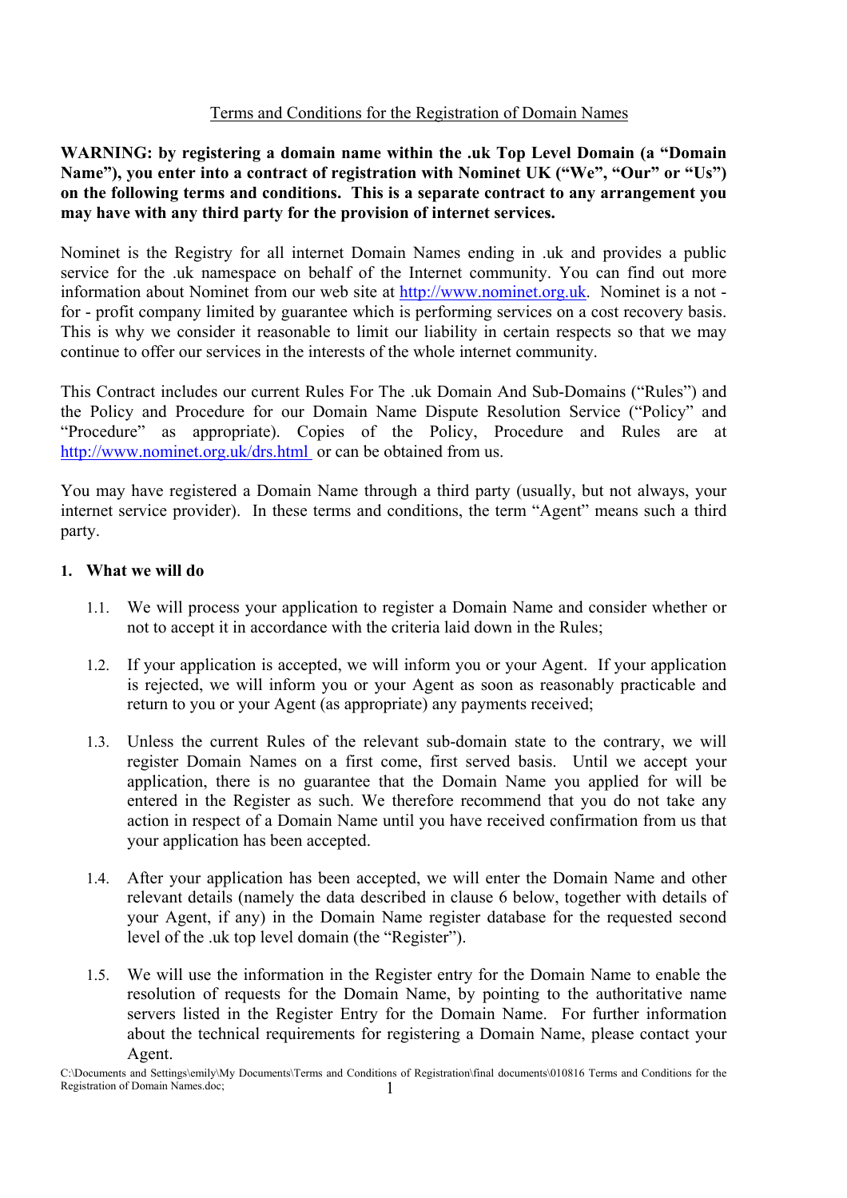Terms and Conditions for the Registration of Domain Names

**WARNING: by registering a domain name within the .uk Top Level Domain (a "Domain Name"), you enter into a contract of registration with Nominet UK ("We", "Our" or "Us") on the following terms and conditions. This is a separate contract to any arrangement you may have with any third party for the provision of internet services.**

Nominet is the Registry for all internet Domain Names ending in .uk and provides a public service for the .uk namespace on behalf of the Internet community. You can find out more information about Nominet from our web site at http://www.nominet.org.uk. Nominet is a not - for - profit company limited by guarantee which is performing services on a cost recovery basis. This is why we consider it reasonable to limit our liability in certain respects so that we may continue to offer our services in the interests of the whole internet community.

This Contract includes our current Rules For The .uk Domain And Sub-Domains ("Rules") and the Policy and Procedure for our Domain Name Dispute Resolution Service ("Policy" and "Procedure" as appropriate). Copies of the Policy, Procedure and Rules are at http://www.nominet.org.uk/drs.html or can be obtained from us.

You may have registered a Domain Name through a third party (usually, but not always, your internet service provider). In these terms and conditions, the term "Agent" means such a third party.

**1. What we will do**

1.1. We will process your application to register a Domain Name and consider whether or not to accept it in accordance with the criteria laid down in the Rules;

1.2. If your application is accepted, we will inform you or your Agent. If your application is rejected, we will inform you or your Agent as soon as reasonably practicable and return to you or your Agent (as appropriate) any payments received;

1.3. Unless the current Rules of the relevant sub-domain state to the contrary, we will register Domain Names on a first come, first served basis. Until we accept your application, there is no guarantee that the Domain Name you applied for will be entered in the Register as such. We therefore recommend that you do not take any action in respect of a Domain Name until you have received confirmation from us that your application has been accepted.

1.4. After your application has been accepted, we will enter the Domain Name and other relevant details (namely the data described in clause 6 below, together with details of your Agent, if any) in the Domain Name register database for the requested second level of the .uk top level domain (the "Register").

1.5. We will use the information in the Register entry for the Domain Name to enable the resolution of requests for the Domain Name, by pointing to the authoritative name servers listed in the Register Entry for the Domain Name. For further information about the technical requirements for registering a Domain Name, please contact your Agent.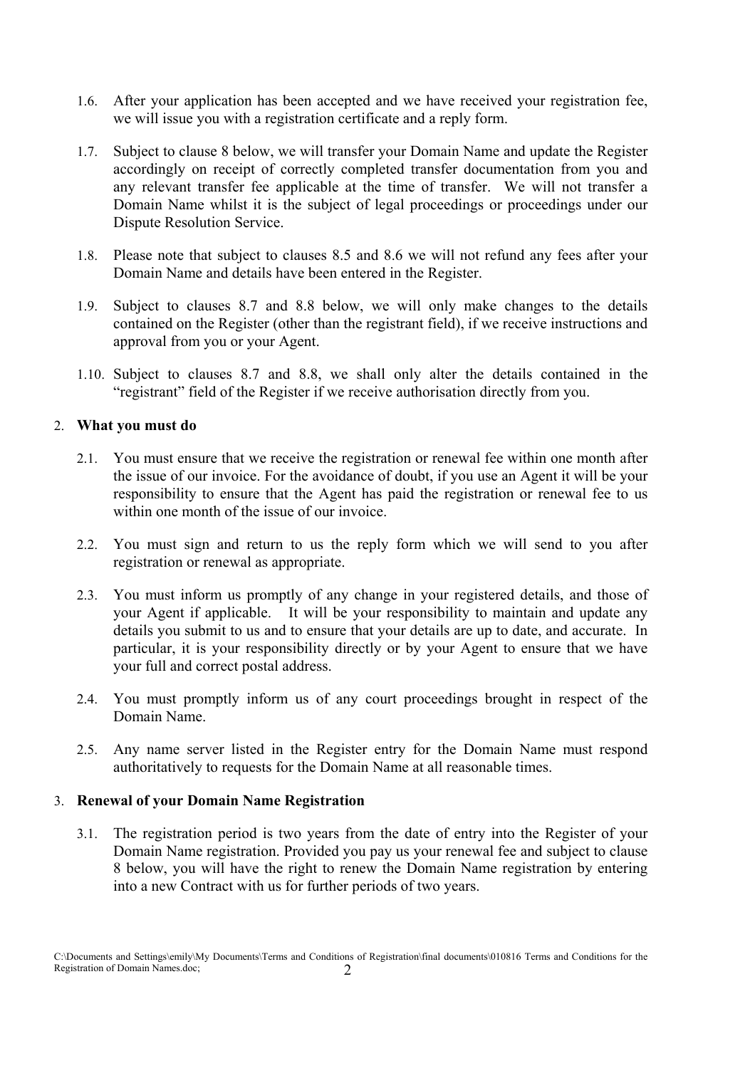1.6. After your application has been accepted and we have received your registration fee, we will issue you with a registration certificate and a reply form.

1.7. Subject to clause 8 below, we will transfer your Domain Name and update the Register accordingly on receipt of correctly completed transfer documentation from you and any relevant transfer fee applicable at the time of transfer. We will not transfer a Domain Name whilst it is the subject of legal proceedings or proceedings under our Dispute Resolution Service.

1.8. Please note that subject to clauses 8.5 and 8.6 we will not refund any fees after your Domain Name and details have been entered in the Register.

1.9. Subject to clauses 8.7 and 8.8 below, we will only make changes to the details contained on the Register (other than the registrant field), if we receive instructions and approval from you or your Agent.

1.10. Subject to clauses 8.7 and 8.8, we shall only alter the details contained in the "registrant" field of the Register if we receive authorisation directly from you.

2. **What you must do**

2.1. You must ensure that we receive the registration or renewal fee within one month after the issue of our invoice. For the avoidance of doubt, if you use an Agent it will be your responsibility to ensure that the Agent has paid the registration or renewal fee to us within one month of the issue of our invoice.

2.2. You must sign and return to us the reply form which we will send to you after registration or renewal as appropriate.

2.3. You must inform us promptly of any change in your registered details, and those of your Agent if applicable. It will be your responsibility to maintain and update any details you submit to us and to ensure that your details are up to date, and accurate. In particular, it is your responsibility directly or by your Agent to ensure that we have your full and correct postal address.

2.4. You must promptly inform us of any court proceedings brought in respect of the Domain Name.

2.5. Any name server listed in the Register entry for the Domain Name must respond authoritatively to requests for the Domain Name at all reasonable times.

3. **Renewal of your Domain Name Registration**

3.1. The registration period is two years from the date of entry into the Register of your Domain Name registration. Provided you pay us your renewal fee and subject to clause 8 below, you will have the right to renew the Domain Name registration by entering into a new Contract with us for further periods of two years.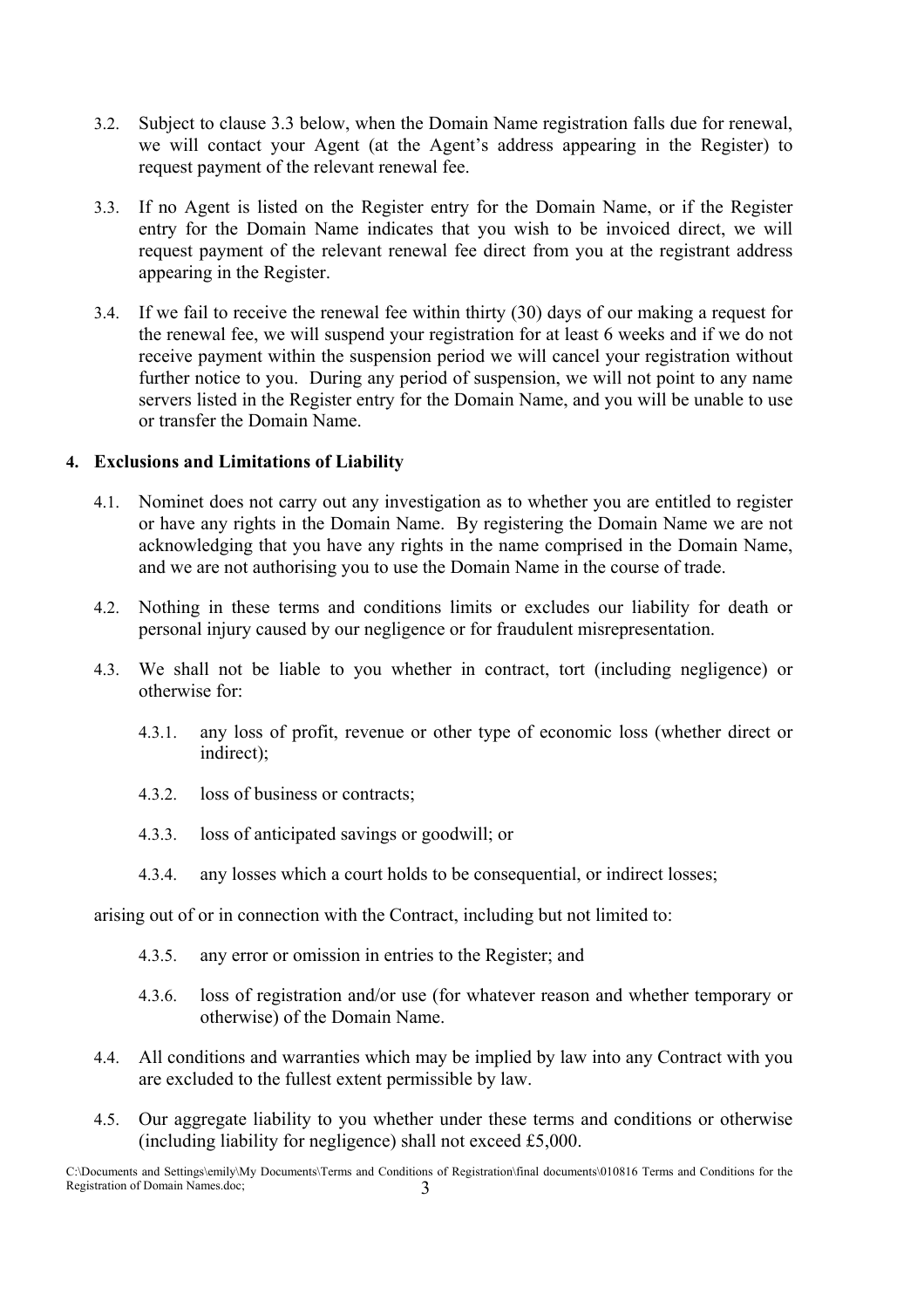3.2. Subject to clause 3.3 below, when the Domain Name registration falls due for renewal, we will contact your Agent (at the Agent's address appearing in the Register) to request payment of the relevant renewal fee.

3.3. If no Agent is listed on the Register entry for the Domain Name, or if the Register entry for the Domain Name indicates that you wish to be invoiced direct, we will request payment of the relevant renewal fee direct from you at the registrant address appearing in the Register.

3.4. If we fail to receive the renewal fee within thirty (30) days of our making a request for the renewal fee, we will suspend your registration for at least 6 weeks and if we do not receive payment within the suspension period we will cancel your registration without further notice to you. During any period of suspension, we will not point to any name servers listed in the Register entry for the Domain Name, and you will be unable to use or transfer the Domain Name.

## 4. Exclusions and Limitations of Liability

4.1. Nominet does not carry out any investigation as to whether you are entitled to register or have any rights in the Domain Name. By registering the Domain Name we are not acknowledging that you have any rights in the name comprised in the Domain Name, and we are not authorising you to use the Domain Name in the course of trade.

4.2. Nothing in these terms and conditions limits or excludes our liability for death or personal injury caused by our negligence or for fraudulent misrepresentation.

4.3. We shall not be liable to you whether in contract, tort (including negligence) or otherwise for:

4.3.1. any loss of profit, revenue or other type of economic loss (whether direct or indirect);

4.3.2. loss of business or contracts;

4.3.3. loss of anticipated savings or goodwill; or

4.3.4. any losses which a court holds to be consequential, or indirect losses;

arising out of or in connection with the Contract, including but not limited to:

4.3.5. any error or omission in entries to the Register; and

4.3.6. loss of registration and/or use (for whatever reason and whether temporary or otherwise) of the Domain Name.

4.4. All conditions and warranties which may be implied by law into any Contract with you are excluded to the fullest extent permissible by law.

4.5. Our aggregate liability to you whether under these terms and conditions or otherwise (including liability for negligence) shall not exceed £5,000.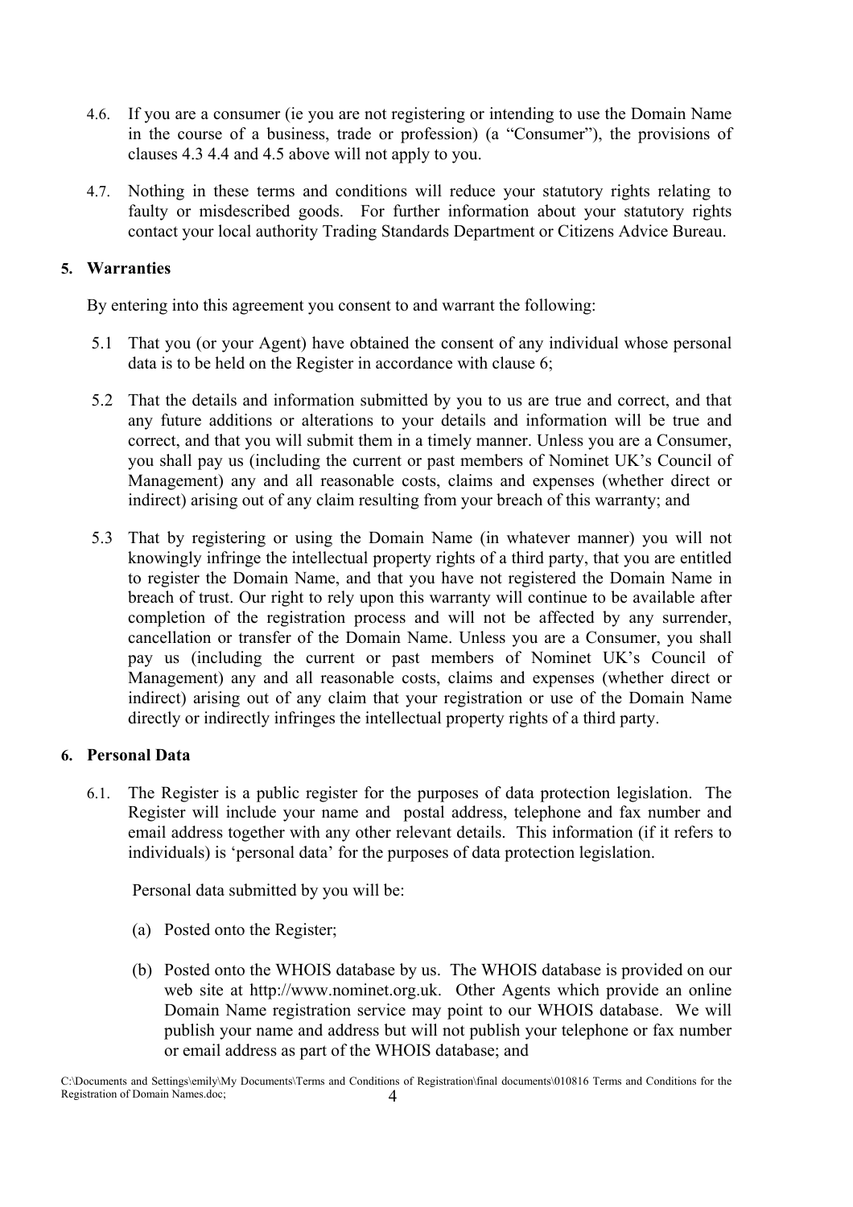4.6. If you are a consumer (ie you are not registering or intending to use the Domain Name in the course of a business, trade or profession) (a "Consumer"), the provisions of clauses 4.3 4.4 and 4.5 above will not apply to you.

4.7. Nothing in these terms and conditions will reduce your statutory rights relating to faulty or misdescribed goods. For further information about your statutory rights contact your local authority Trading Standards Department or Citizens Advice Bureau.

## 5. Warranties

By entering into this agreement you consent to and warrant the following:

5.1 That you (or your Agent) have obtained the consent of any individual whose personal data is to be held on the Register in accordance with clause 6;

5.2 That the details and information submitted by you to us are true and correct, and that any future additions or alterations to your details and information will be true and correct, and that you will submit them in a timely manner. Unless you are a Consumer, you shall pay us (including the current or past members of Nominet UK's Council of Management) any and all reasonable costs, claims and expenses (whether direct or indirect) arising out of any claim resulting from your breach of this warranty; and

5.3 That by registering or using the Domain Name (in whatever manner) you will not knowingly infringe the intellectual property rights of a third party, that you are entitled to register the Domain Name, and that you have not registered the Domain Name in breach of trust. Our right to rely upon this warranty will continue to be available after completion of the registration process and will not be affected by any surrender, cancellation or transfer of the Domain Name. Unless you are a Consumer, you shall pay us (including the current or past members of Nominet UK's Council of Management) any and all reasonable costs, claims and expenses (whether direct or indirect) arising out of any claim that your registration or use of the Domain Name directly or indirectly infringes the intellectual property rights of a third party.

## 6. Personal Data

6.1. The Register is a public register for the purposes of data protection legislation. The Register will include your name and postal address, telephone and fax number and email address together with any other relevant details. This information (if it refers to individuals) is 'personal data' for the purposes of data protection legislation.

Personal data submitted by you will be:

(a) Posted onto the Register;

(b) Posted onto the WHOIS database by us. The WHOIS database is provided on our web site at http://www.nominet.org.uk. Other Agents which provide an online Domain Name registration service may point to our WHOIS database. We will publish your name and address but will not publish your telephone or fax number or email address as part of the WHOIS database; and

C:\Documents and Settings\emily\My Documents\Terms and Conditions of Registration\final documents\010816 Terms and Conditions for the Registration of Domain Names.doc;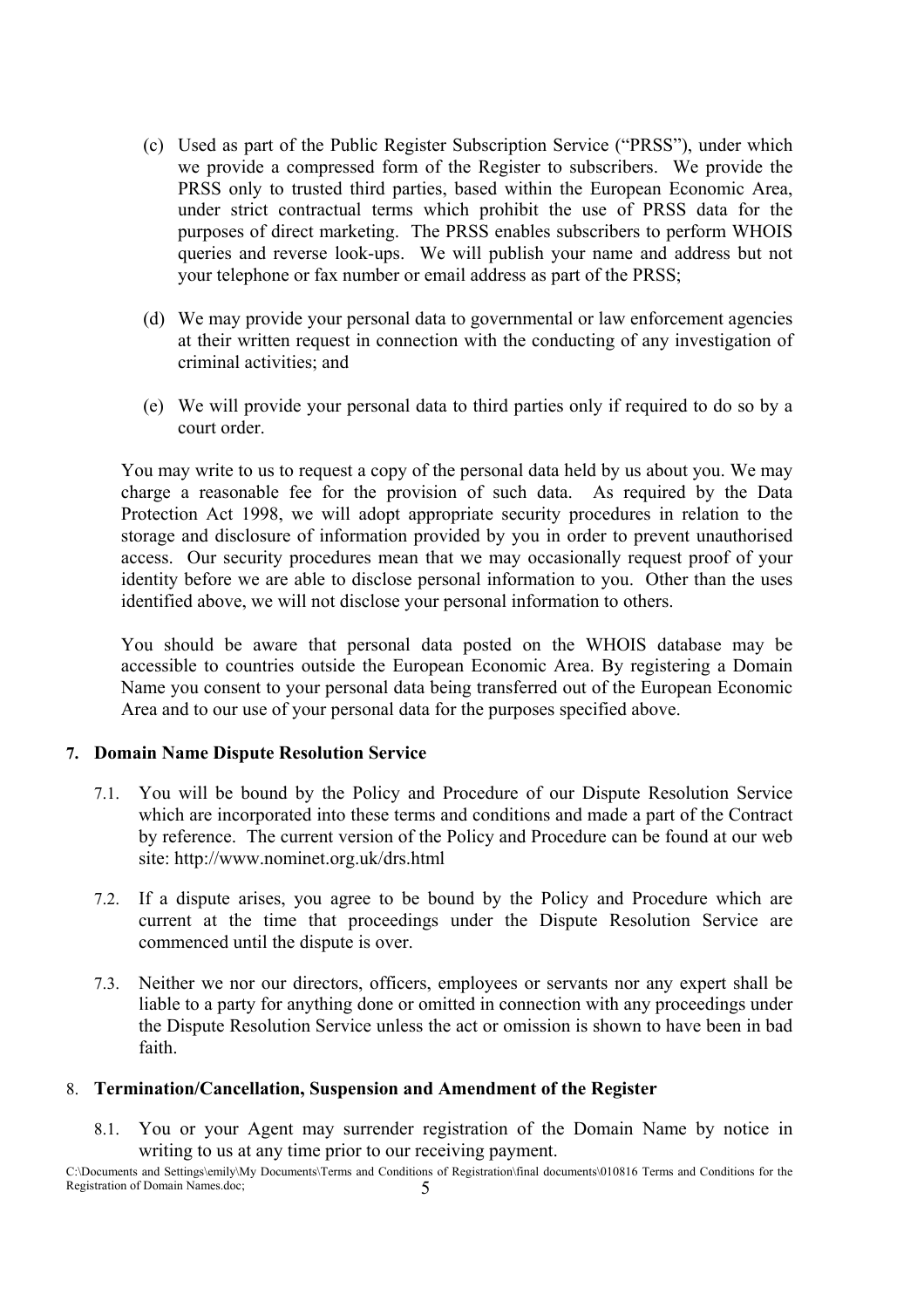(c) Used as part of the Public Register Subscription Service ("PRSS"), under which we provide a compressed form of the Register to subscribers. We provide the PRSS only to trusted third parties, based within the European Economic Area, under strict contractual terms which prohibit the use of PRSS data for the purposes of direct marketing. The PRSS enables subscribers to perform WHOIS queries and reverse look-ups. We will publish your name and address but not your telephone or fax number or email address as part of the PRSS;

(d) We may provide your personal data to governmental or law enforcement agencies at their written request in connection with the conducting of any investigation of criminal activities; and

(e) We will provide your personal data to third parties only if required to do so by a court order.

You may write to us to request a copy of the personal data held by us about you. We may charge a reasonable fee for the provision of such data. As required by the Data Protection Act 1998, we will adopt appropriate security procedures in relation to the storage and disclosure of information provided by you in order to prevent unauthorised access. Our security procedures mean that we may occasionally request proof of your identity before we are able to disclose personal information to you. Other than the uses identified above, we will not disclose your personal information to others.

You should be aware that personal data posted on the WHOIS database may be accessible to countries outside the European Economic Area. By registering a Domain Name you consent to your personal data being transferred out of the European Economic Area and to our use of your personal data for the purposes specified above.

**7. Domain Name Dispute Resolution Service**

7.1. You will be bound by the Policy and Procedure of our Dispute Resolution Service which are incorporated into these terms and conditions and made a part of the Contract by reference. The current version of the Policy and Procedure can be found at our web site: http://www.nominet.org.uk/drs.html

7.2. If a dispute arises, you agree to be bound by the Policy and Procedure which are current at the time that proceedings under the Dispute Resolution Service are commenced until the dispute is over.

7.3. Neither we nor our directors, officers, employees or servants nor any expert shall be liable to a party for anything done or omitted in connection with any proceedings under the Dispute Resolution Service unless the act or omission is shown to have been in bad faith.

8. **Termination/Cancellation, Suspension and Amendment of the Register**

8.1. You or your Agent may surrender registration of the Domain Name by notice in writing to us at any time prior to our receiving payment.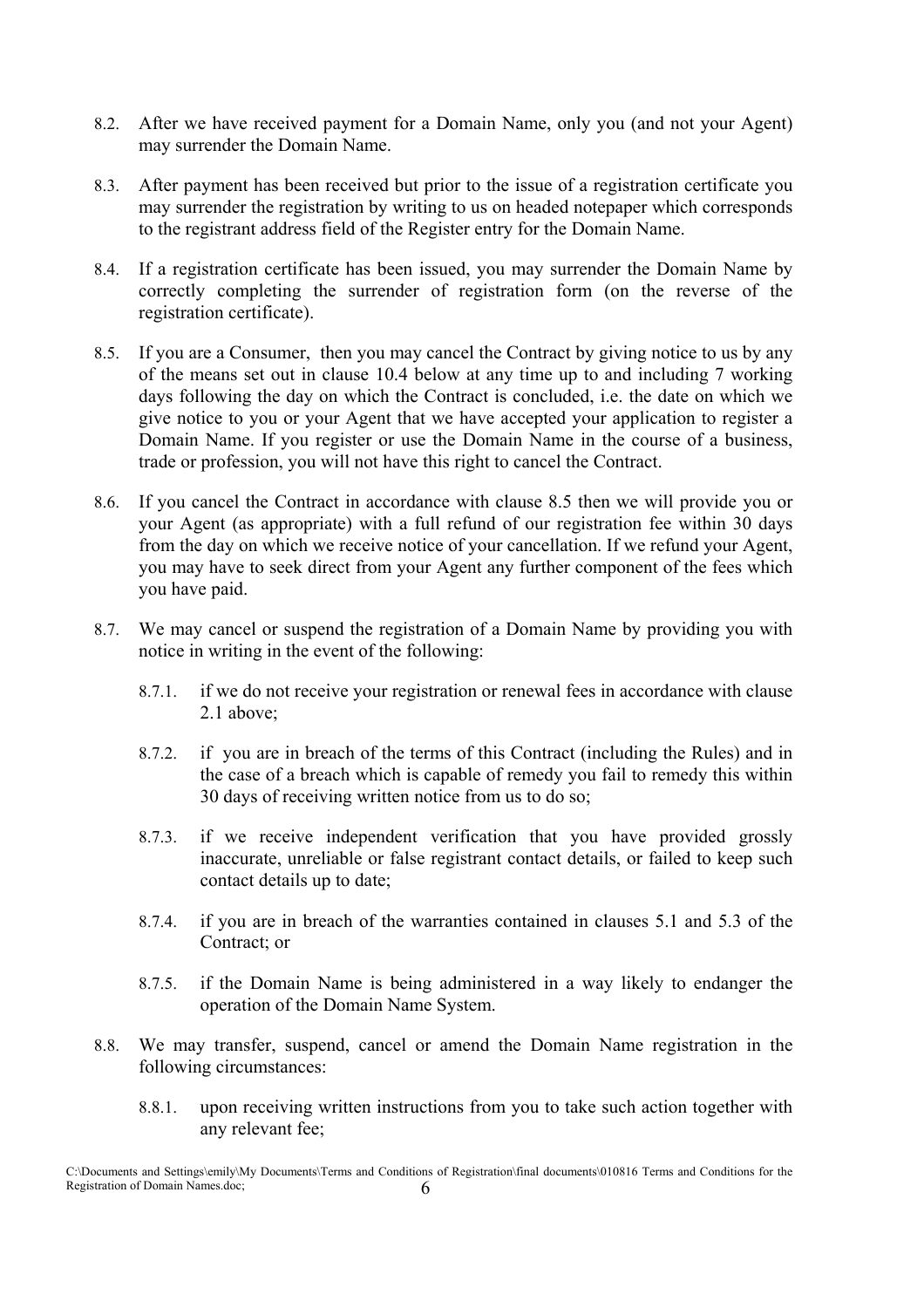8.2. After we have received payment for a Domain Name, only you (and not your Agent) may surrender the Domain Name.

8.3. After payment has been received but prior to the issue of a registration certificate you may surrender the registration by writing to us on headed notepaper which corresponds to the registrant address field of the Register entry for the Domain Name.

8.4. If a registration certificate has been issued, you may surrender the Domain Name by correctly completing the surrender of registration form (on the reverse of the registration certificate).

8.5. If you are a Consumer, then you may cancel the Contract by giving notice to us by any of the means set out in clause 10.4 below at any time up to and including 7 working days following the day on which the Contract is concluded, i.e. the date on which we give notice to you or your Agent that we have accepted your application to register a Domain Name. If you register or use the Domain Name in the course of a business, trade or profession, you will not have this right to cancel the Contract.

8.6. If you cancel the Contract in accordance with clause 8.5 then we will provide you or your Agent (as appropriate) with a full refund of our registration fee within 30 days from the day on which we receive notice of your cancellation. If we refund your Agent, you may have to seek direct from your Agent any further component of the fees which you have paid.

8.7. We may cancel or suspend the registration of a Domain Name by providing you with notice in writing in the event of the following:

8.7.1. if we do not receive your registration or renewal fees in accordance with clause 2.1 above;

8.7.2. if you are in breach of the terms of this Contract (including the Rules) and in the case of a breach which is capable of remedy you fail to remedy this within 30 days of receiving written notice from us to do so;

8.7.3. if we receive independent verification that you have provided grossly inaccurate, unreliable or false registrant contact details, or failed to keep such contact details up to date;

8.7.4. if you are in breach of the warranties contained in clauses 5.1 and 5.3 of the Contract; or

8.7.5. if the Domain Name is being administered in a way likely to endanger the operation of the Domain Name System.

8.8. We may transfer, suspend, cancel or amend the Domain Name registration in the following circumstances:

8.8.1. upon receiving written instructions from you to take such action together with any relevant fee;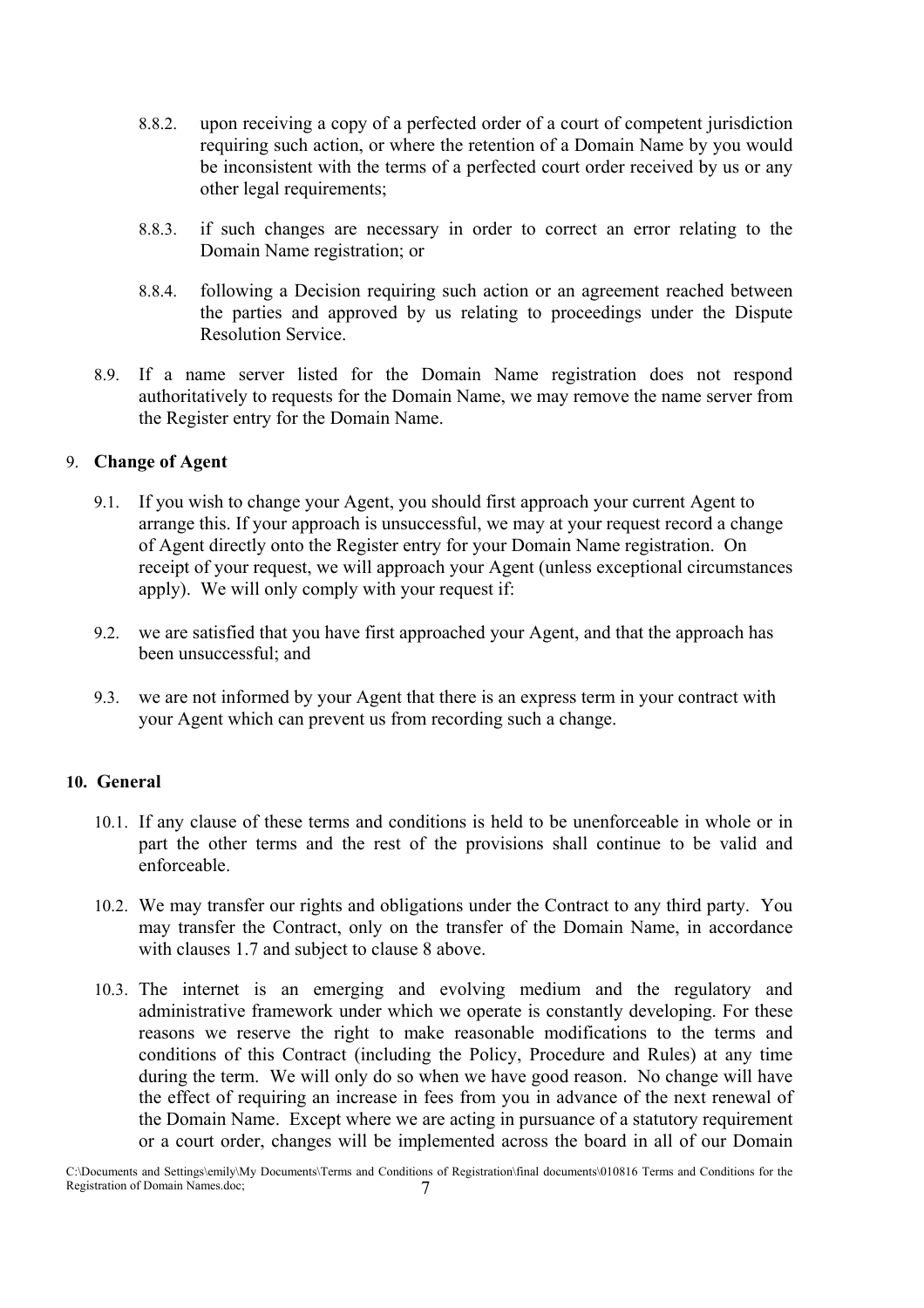8.8.2. upon receiving a copy of a perfected order of a court of competent jurisdiction requiring such action, or where the retention of a Domain Name by you would be inconsistent with the terms of a perfected court order received by us or any other legal requirements;

8.8.3. if such changes are necessary in order to correct an error relating to the Domain Name registration; or

8.8.4. following a Decision requiring such action or an agreement reached between the parties and approved by us relating to proceedings under the Dispute Resolution Service.

8.9. If a name server listed for the Domain Name registration does not respond authoritatively to requests for the Domain Name, we may remove the name server from the Register entry for the Domain Name.

## 9. **Change of Agent**

9.1. If you wish to change your Agent, you should first approach your current Agent to arrange this. If your approach is unsuccessful, we may at your request record a change of Agent directly onto the Register entry for your Domain Name registration. On receipt of your request, we will approach your Agent (unless exceptional circumstances apply). We will only comply with your request if:

9.2. we are satisfied that you have first approached your Agent, and that the approach has been unsuccessful; and

9.3. we are not informed by your Agent that there is an express term in your contract with your Agent which can prevent us from recording such a change.

## 10. **General**

10.1. If any clause of these terms and conditions is held to be unenforceable in whole or in part the other terms and the rest of the provisions shall continue to be valid and enforceable.

10.2. We may transfer our rights and obligations under the Contract to any third party. You may transfer the Contract, only on the transfer of the Domain Name, in accordance with clauses 1.7 and subject to clause 8 above.

10.3. The internet is an emerging and evolving medium and the regulatory and administrative framework under which we operate is constantly developing. For these reasons we reserve the right to make reasonable modifications to the terms and conditions of this Contract (including the Policy, Procedure and Rules) at any time during the term. We will only do so when we have good reason. No change will have the effect of requiring an increase in fees from you in advance of the next renewal of the Domain Name. Except where we are acting in pursuance of a statutory requirement or a court order, changes will be implemented across the board in all of our Domain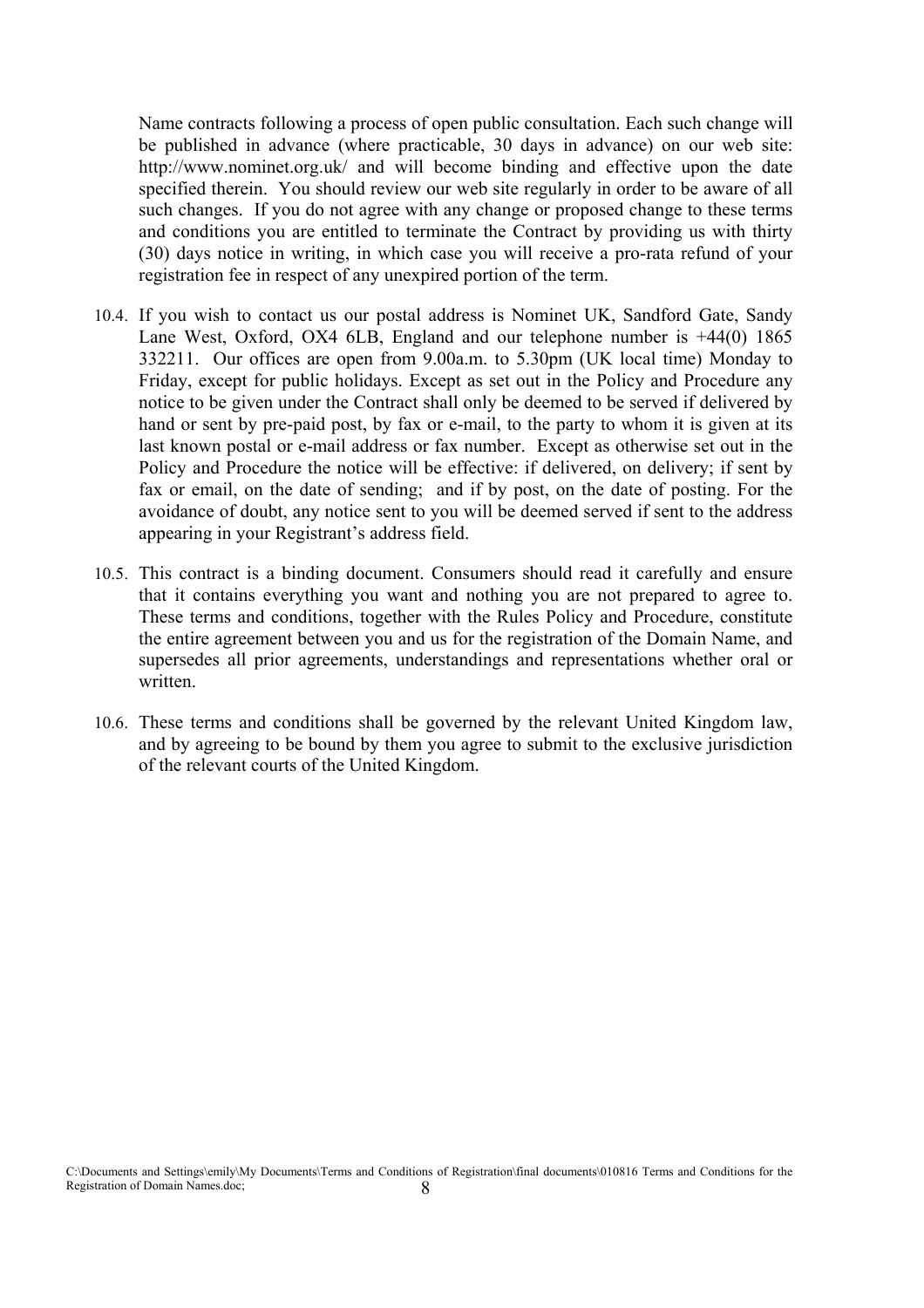Name contracts following a process of open public consultation. Each such change will be published in advance (where practicable, 30 days in advance) on our web site: http://www.nominet.org.uk/ and will become binding and effective upon the date specified therein. You should review our web site regularly in order to be aware of all such changes. If you do not agree with any change or proposed change to these terms and conditions you are entitled to terminate the Contract by providing us with thirty (30) days notice in writing, in which case you will receive a pro-rata refund of your registration fee in respect of any unexpired portion of the term.

10.4. If you wish to contact us our postal address is Nominet UK, Sandford Gate, Sandy Lane West, Oxford, OX4 6LB, England and our telephone number is +44(0) 1865 332211. Our offices are open from 9.00a.m. to 5.30pm (UK local time) Monday to Friday, except for public holidays. Except as set out in the Policy and Procedure any notice to be given under the Contract shall only be deemed to be served if delivered by hand or sent by pre-paid post, by fax or e-mail, to the party to whom it is given at its last known postal or e-mail address or fax number. Except as otherwise set out in the Policy and Procedure the notice will be effective: if delivered, on delivery; if sent by fax or email, on the date of sending; and if by post, on the date of posting. For the avoidance of doubt, any notice sent to you will be deemed served if sent to the address appearing in your Registrant's address field.

10.5. This contract is a binding document. Consumers should read it carefully and ensure that it contains everything you want and nothing you are not prepared to agree to. These terms and conditions, together with the Rules Policy and Procedure, constitute the entire agreement between you and us for the registration of the Domain Name, and supersedes all prior agreements, understandings and representations whether oral or written.

10.6. These terms and conditions shall be governed by the relevant United Kingdom law, and by agreeing to be bound by them you agree to submit to the exclusive jurisdiction of the relevant courts of the United Kingdom.

C:\Documents and Settings\emily\My Documents\Terms and Conditions of Registration\final documents\010816 Terms and Conditions for the Registration of Domain Names.doc;